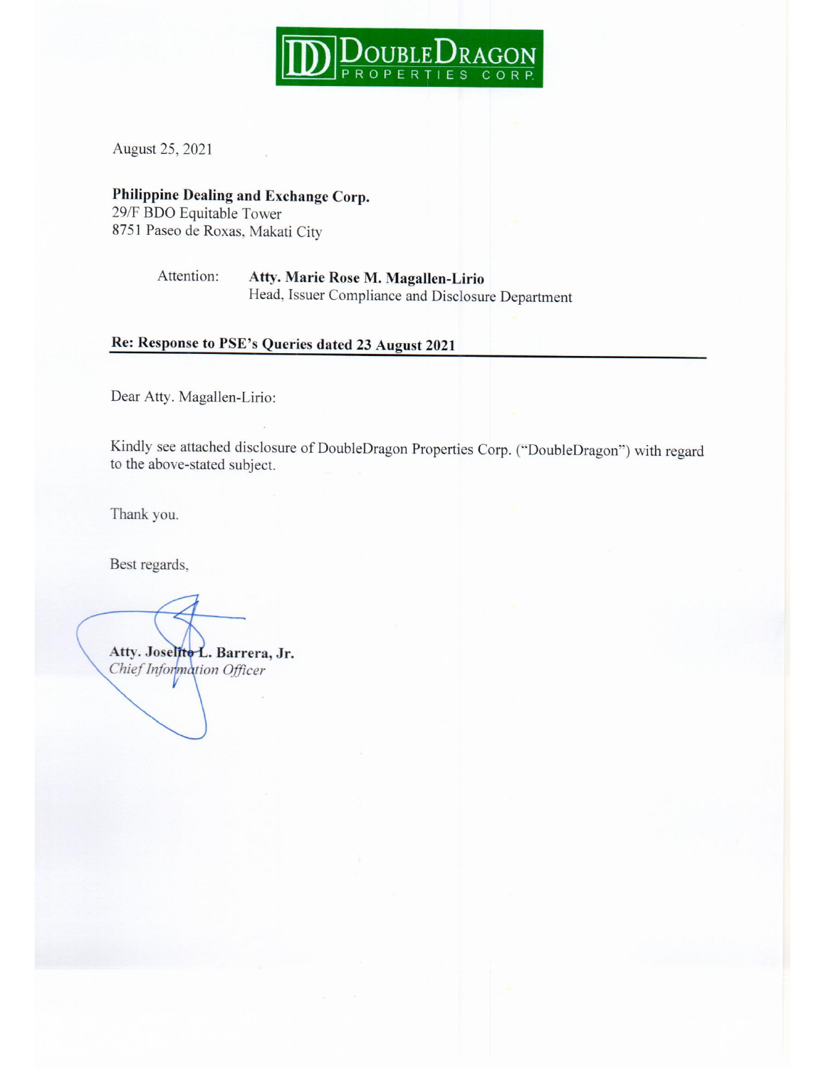**DOUBLEDRAGON PROPERTIES CORP.**

August 25, 2021

**Philippine Dealing and Exchange Corp.**
29/F BDO Equitable Tower
8751 Paseo de Roxas, Makati City

Attention: **Atty. Marie Rose M. Magallen-Lirio**
Head, Issuer Compliance and Disclosure Department

**Re: Response to PSE's Queries dated 23 August 2021**

Dear Atty. Magallen-Lirio:

Kindly see attached disclosure of DoubleDragon Properties Corp. ("DoubleDragon") with regard to the above-stated subject.

Thank you.

Best regards,

**Atty. Joselito L. Barrera, Jr.**
*Chief Information Officer*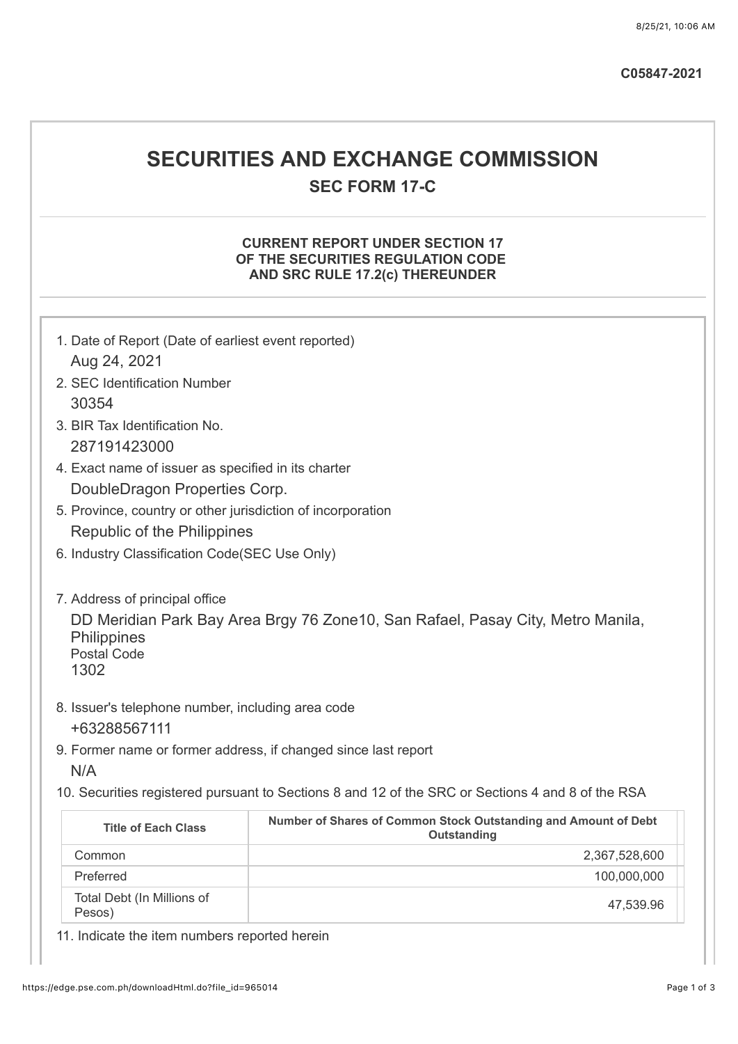C05847-2021

# SECURITIES AND EXCHANGE COMMISSION

## SEC FORM 17-C

### CURRENT REPORT UNDER SECTION 17 OF THE SECURITIES REGULATION CODE AND SRC RULE 17.2(c) THEREUNDER

1. Date of Report (Date of earliest event reported)
   Aug 24, 2021
2. SEC Identification Number
   30354
3. BIR Tax Identification No.
   287191423000
4. Exact name of issuer as specified in its charter
   DoubleDragon Properties Corp.
5. Province, country or other jurisdiction of incorporation
   Republic of the Philippines
6. Industry Classification Code(SEC Use Only)

7. Address of principal office
   DD Meridian Park Bay Area Brgy 76 Zone10, San Rafael, Pasay City, Metro Manila, Philippines
   Postal Code
   1302
8. Issuer's telephone number, including area code
   +63288567111
9. Former name or former address, if changed since last report
   N/A
10. Securities registered pursuant to Sections 8 and 12 of the SRC or Sections 4 and 8 of the RSA

| Title of Each Class | Number of Shares of Common Stock Outstanding and Amount of Debt Outstanding |
|---|---|
| Common | 2,367,528,600 |
| Preferred | 100,000,000 |
| Total Debt (In Millions of Pesos) | 47,539.96 |

11. Indicate the item numbers reported herein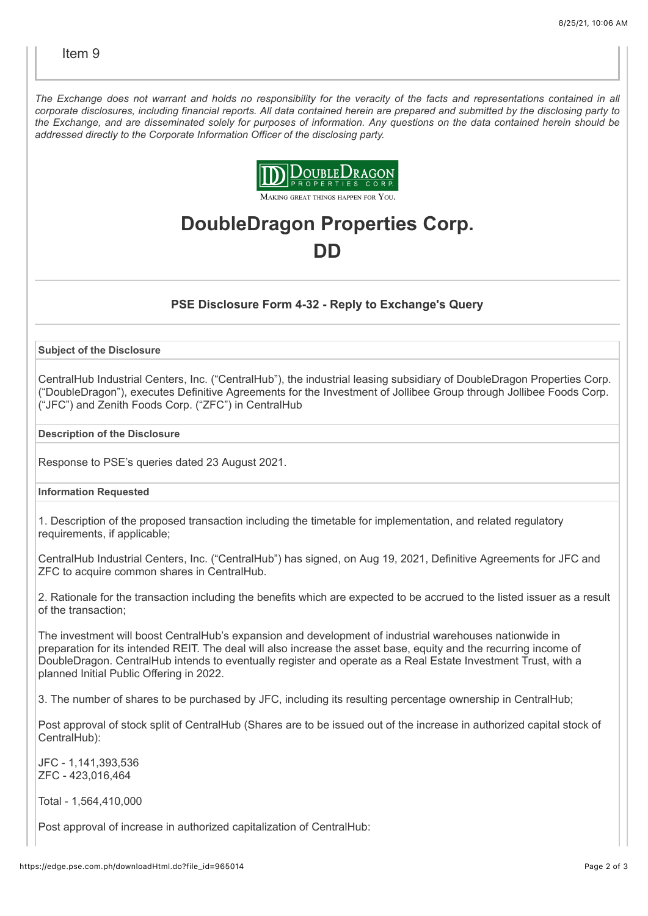Item 9

*The Exchange does not warrant and holds no responsibility for the veracity of the facts and representations contained in all corporate disclosures, including financial reports. All data contained herein are prepared and submitted by the disclosing party to the Exchange, and are disseminated solely for purposes of information. Any questions on the data contained herein should be addressed directly to the Corporate Information Officer of the disclosing party.*

DoubleDragon Properties Corp.

Making great things happen for You.

# DoubleDragon Properties Corp.

# DD

### PSE Disclosure Form 4-32 - Reply to Exchange's Query

**Subject of the Disclosure**

CentralHub Industrial Centers, Inc. ("CentralHub"), the industrial leasing subsidiary of DoubleDragon Properties Corp. ("DoubleDragon"), executes Definitive Agreements for the Investment of Jollibee Group through Jollibee Foods Corp. ("JFC") and Zenith Foods Corp. ("ZFC") in CentralHub

**Description of the Disclosure**

Response to PSE's queries dated 23 August 2021.

**Information Requested**

1. Description of the proposed transaction including the timetable for implementation, and related regulatory requirements, if applicable;

CentralHub Industrial Centers, Inc. ("CentralHub") has signed, on Aug 19, 2021, Definitive Agreements for JFC and ZFC to acquire common shares in CentralHub.

2. Rationale for the transaction including the benefits which are expected to be accrued to the listed issuer as a result of the transaction;

The investment will boost CentralHub's expansion and development of industrial warehouses nationwide in preparation for its intended REIT. The deal will also increase the asset base, equity and the recurring income of DoubleDragon. CentralHub intends to eventually register and operate as a Real Estate Investment Trust, with a planned Initial Public Offering in 2022.

3. The number of shares to be purchased by JFC, including its resulting percentage ownership in CentralHub;

Post approval of stock split of CentralHub (Shares are to be issued out of the increase in authorized capital stock of CentralHub):

JFC - 1,141,393,536
ZFC - 423,016,464

Total - 1,564,410,000

Post approval of increase in authorized capitalization of CentralHub: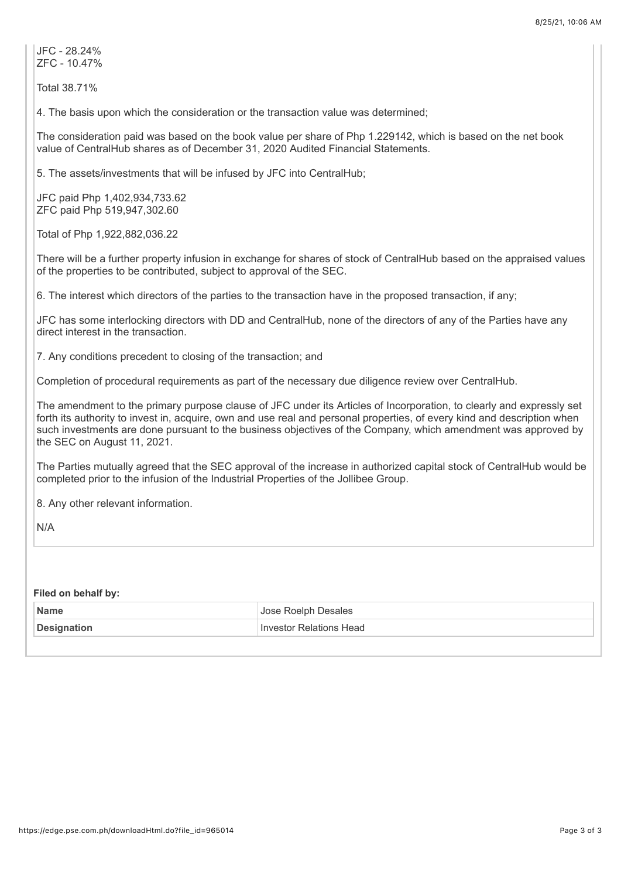JFC - 28.24%
ZFC - 10.47%

Total 38.71%

4. The basis upon which the consideration or the transaction value was determined;

The consideration paid was based on the book value per share of Php 1.229142, which is based on the net book value of CentralHub shares as of December 31, 2020 Audited Financial Statements.

5. The assets/investments that will be infused by JFC into CentralHub;

JFC paid Php 1,402,934,733.62
ZFC paid Php 519,947,302.60

Total of Php 1,922,882,036.22

There will be a further property infusion in exchange for shares of stock of CentralHub based on the appraised values of the properties to be contributed, subject to approval of the SEC.

6. The interest which directors of the parties to the transaction have in the proposed transaction, if any;

JFC has some interlocking directors with DD and CentralHub, none of the directors of any of the Parties have any direct interest in the transaction.

7. Any conditions precedent to closing of the transaction; and

Completion of procedural requirements as part of the necessary due diligence review over CentralHub.

The amendment to the primary purpose clause of JFC under its Articles of Incorporation, to clearly and expressly set forth its authority to invest in, acquire, own and use real and personal properties, of every kind and description when such investments are done pursuant to the business objectives of the Company, which amendment was approved by the SEC on August 11, 2021.

The Parties mutually agreed that the SEC approval of the increase in authorized capital stock of CentralHub would be completed prior to the infusion of the Industrial Properties of the Jollibee Group.

8. Any other relevant information.

N/A

**Filed on behalf by:**

| | |
|---|---|
| **Name** | Jose Roelph Desales |
| **Designation** | Investor Relations Head |